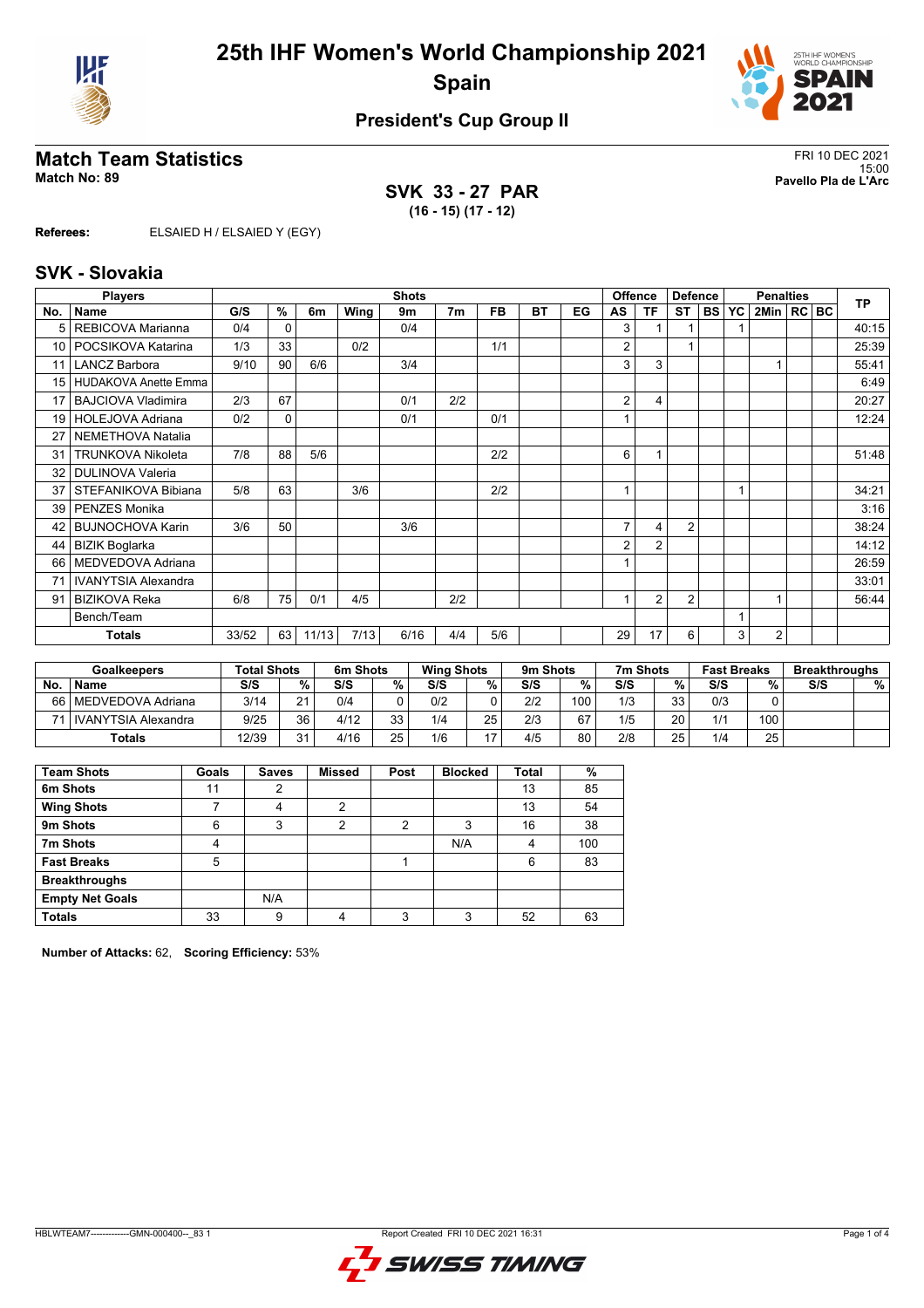# 25th IHF Women's World Championship 2021
## Spain

### President's Cup Group II

## Match Team Statistics

**Match No: 89**

FRI 10 DEC 2021
15:00
**Pavello Pla de L'Arc**

**SVK 33 - 27 PAR**
**(16 - 15) (17 - 12)**

**Referees:** ELSAIED H / ELSAIED Y (EGY)

## SVK - Slovakia

| Players | | Shots | | | | | | | | | Offence | | Defence | | Penalties | | | | TP |
|---|---|---|---|---|---|---|---|---|---|---|---|---|---|---|---|---|---|---|---|
| No. | Name | G/S | % | 6m | Wing | 9m | 7m | FB | BT | EG | AS | TF | ST | BS | YC | 2Min | RC | BC | |
| 5 | REBICOVA Marianna | 0/4 | 0 | | | 0/4 | | | | | 3 | 1 | 1 | | 1 | | | | 40:15 |
| 10 | POCSIKOVA Katarina | 1/3 | 33 | | 0/2 | | | 1/1 | | | 2 | | 1 | | | | | | 25:39 |
| 11 | LANCZ Barbora | 9/10 | 90 | 6/6 | | 3/4 | | | | | 3 | 3 | | | | 1 | | | 55:41 |
| 15 | HUDAKOVA Anette Emma | | | | | | | | | | | | | | | | | | 6:49 |
| 17 | BAJCIOVA Vladimira | 2/3 | 67 | | | 0/1 | 2/2 | | | | 2 | 4 | | | | | | | 20:27 |
| 19 | HOLEJOVA Adriana | 0/2 | 0 | | | 0/1 | | 0/1 | | | 1 | | | | | | | | 12:24 |
| 27 | NEMETHOVA Natalia | | | | | | | | | | | | | | | | | | |
| 31 | TRUNKOVA Nikoleta | 7/8 | 88 | 5/6 | | | | 2/2 | | | 6 | 1 | | | | | | | 51:48 |
| 32 | DULINOVA Valeria | | | | | | | | | | | | | | | | | | |
| 37 | STEFANIKOVA Bibiana | 5/8 | 63 | | 3/6 | | | 2/2 | | | 1 | | | | 1 | | | | 34:21 |
| 39 | PENZES Monika | | | | | | | | | | | | | | | | | | 3:16 |
| 42 | BUJNOCHOVA Karin | 3/6 | 50 | | | 3/6 | | | | | 7 | 4 | 2 | | | | | | 38:24 |
| 44 | BIZIK Boglarka | | | | | | | | | | 2 | 2 | | | | | | | 14:12 |
| 66 | MEDVEDOVA Adriana | | | | | | | | | | 1 | | | | | | | | 26:59 |
| 71 | IVANYTSIA Alexandra | | | | | | | | | | | | | | | | | | 33:01 |
| 91 | BIZIKOVA Reka | 6/8 | 75 | 0/1 | 4/5 | | 2/2 | | | | 1 | 2 | 2 | | | 1 | | | 56:44 |
| | Bench/Team | | | | | | | | | | | | | | 1 | | | | |
| | **Totals** | 33/52 | 63 | 11/13 | 7/13 | 6/16 | 4/4 | 5/6 | | | 29 | 17 | 6 | | 3 | 2 | | | |

| Goalkeepers | | Total Shots | | 6m Shots | | Wing Shots | | 9m Shots | | 7m Shots | | Fast Breaks | | Breakthroughs | |
|---|---|---|---|---|---|---|---|---|---|---|---|---|---|---|---|
| No. | Name | S/S | % | S/S | % | S/S | % | S/S | % | S/S | % | S/S | % | S/S | % |
| 66 | MEDVEDOVA Adriana | 3/14 | 21 | 0/4 | 0 | 0/2 | 0 | 2/2 | 100 | 1/3 | 33 | 0/3 | 0 | | |
| 71 | IVANYTSIA Alexandra | 9/25 | 36 | 4/12 | 33 | 1/4 | 25 | 2/3 | 67 | 1/5 | 20 | 1/1 | 100 | | |
| | **Totals** | 12/39 | 31 | 4/16 | 25 | 1/6 | 17 | 4/5 | 80 | 2/8 | 25 | 1/4 | 25 | | |

| Team Shots | Goals | Saves | Missed | Post | Blocked | Total | % |
|---|---|---|---|---|---|---|---|
| 6m Shots | 11 | 2 | | | | 13 | 85 |
| Wing Shots | 7 | 4 | 2 | | | 13 | 54 |
| 9m Shots | 6 | 3 | 2 | 2 | 3 | 16 | 38 |
| 7m Shots | 4 | | | | N/A | 4 | 100 |
| Fast Breaks | 5 | | | 1 | | 6 | 83 |
| Breakthroughs | | | | | | | |
| Empty Net Goals | | N/A | | | | | |
| **Totals** | 33 | 9 | 4 | 3 | 3 | 52 | 63 |

**Number of Attacks:** 62, **Scoring Efficiency:** 53%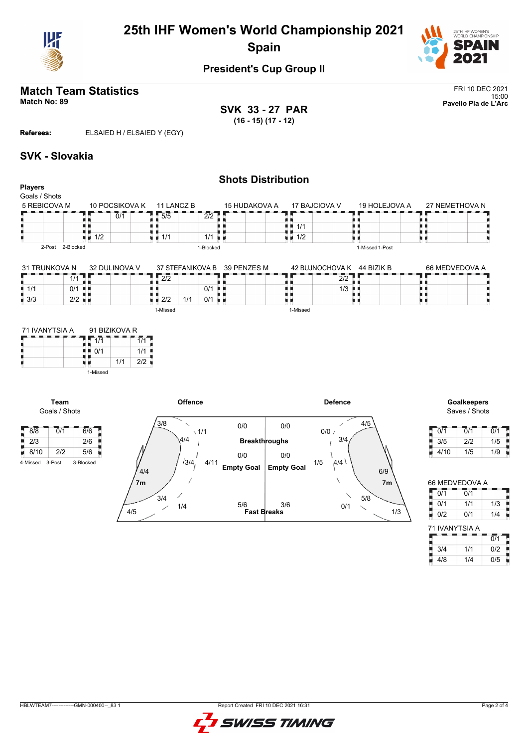# 25th IHF Women's World Championship 2021

## Spain

### President's Cup Group II

## Match Team Statistics

**Match No: 89**

FRI 10 DEC 2021
15:00
**Pavello Pla de L'Arc**

**SVK 33 - 27 PAR**
**(16 - 15) (17 - 12)**

**Referees:** ELSAIED H / ELSAIED Y (EGY)

## SVK - Slovakia

### Shots Distribution

**Players**
Goals / Shots

**5 REBICOVA M**

| | | |
|---|---|---|
| | | |
| | | |
| | | |

2-Post 2-Blocked

**10 POCSIKOVA K**

| | | |
|---|---|---|
| | 0/1 | |
| | | |
| 1/2 | | |

**11 LANCZ B**

| | | |
|---|---|---|
| 5/5 | | 2/2 |
| | | |
| 1/1 | | 1/1 |

1-Blocked

**15 HUDAKOVA A**

| | | |
|---|---|---|
| | | |
| | | |
| | | |

**17 BAJCIOVA V**

| | | |
|---|---|---|
| | | |
| 1/1 | | |
| 1/2 | | |

**19 HOLEJOVA A**

| | | |
|---|---|---|
| | | |
| | | |
| | | |

1-Missed 1-Post

**27 NEMETHOVA N**

| | | |
|---|---|---|
| | | |
| | | |
| | | |

**31 TRUNKOVA N**

| | | |
|---|---|---|
| | | 1/1 |
| 1/1 | | 0/1 |
| 3/3 | | 2/2 |

**32 DULINOVA V**

| | | |
|---|---|---|
| | | |
| | | |
| | | |

**37 STEFANIKOVA B**

| | | |
|---|---|---|
| 2/2 | | |
| | | 0/1 |
| 2/2 | 1/1 | 0/1 |

1-Missed

**39 PENZES M**

| | | |
|---|---|---|
| | | |
| | | |
| | | |

**42 BUJNOCHOVA K**

| | | |
|---|---|---|
| | | 2/2 |
| | | 1/3 |
| | | |

1-Missed

**44 BIZIK B**

| | | |
|---|---|---|
| | | |
| | | |
| | | |

**66 MEDVEDOVA A**

| | | |
|---|---|---|
| | | |
| | | |
| | | |

**71 IVANYTSIA A**

| | | |
|---|---|---|
| | | |
| | | |
| | | |

**91 BIZIKOVA R**

| | | |
|---|---|---|
| 1/1 | | 1/1 |
| 0/1 | | 1/1 |
| | 1/1 | 2/2 |

1-Missed

**Team**
Goals / Shots

| | | |
|---|---|---|
| 8/8 | 0/1 | 6/6 |
| 2/3 | | 2/6 |
| 8/10 | 2/2 | 5/6 |

4-Missed 3-Post 3-Blocked

**Offence**

| Zone | Goals / Shots |
|---|---|
| Left wing | 3/8 |
| Left 9m | 4/4 |
| Left 6m | 4/4 |
| Left back | 3/4 |
| Far left | 4/5 |
| Top 9m | 1/1 |
| Centre 6m | 3/4 |
| Centre 9m | 4/11 |
| 9m bottom | 1/4 |
| 7m | |
| Breakthroughs | 0/0 |
| Empty Goal | 0/0 |
| Fast Breaks | 5/6 |

**Defence**

| Zone | Saves / Shots |
|---|---|
| Breakthroughs | 0/0 |
| Empty Goal | 0/0 |
| Fast Breaks | 3/6 |
| | 0/0 |
| | 4/5 |
| | 3/4 |
| | 1/5 |
| | 4/4 |
| 7m | 6/9 |
| | 5/8 |
| | 0/1 |
| | 1/3 |

**Goalkeepers**
Saves / Shots

| | | |
|---|---|---|
| 0/1 | 0/1 | 0/1 |
| 3/5 | 2/2 | 1/5 |
| 4/10 | 1/5 | 1/9 |

**66 MEDVEDOVA A**

| | | |
|---|---|---|
| 0/1 | 0/1 | |
| 0/1 | 1/1 | 1/3 |
| 0/2 | 0/1 | 1/4 |

**71 IVANYTSIA A**

| | | |
|---|---|---|
| | | 0/1 |
| 3/4 | 1/1 | 0/2 |
| 4/8 | 1/4 | 0/5 |

HBLWTEAM7--------------GMN-000400--_83 1    Report Created FRI 10 DEC 2021 16:31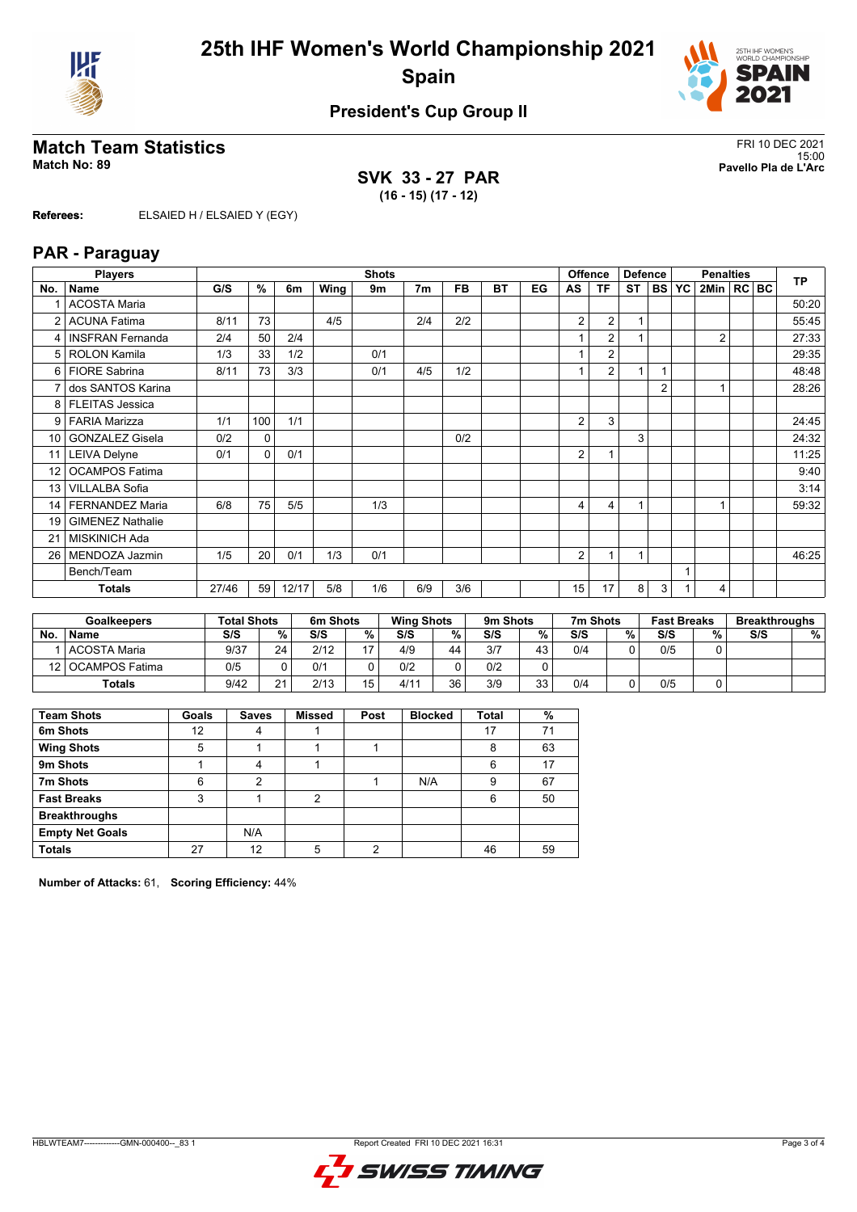# 25th IHF Women's World Championship 2021
## Spain

### President's Cup Group II

## Match Team Statistics

**Match No: 89**

FRI 10 DEC 2021
15:00
**Pavello Pla de L'Arc**

**SVK 33 - 27 PAR**
**(16 - 15) (17 - 12)**

**Referees:** ELSAIED H / ELSAIED Y (EGY)

## PAR - Paraguay

| No. | Name | G/S | % | 6m | Wing | 9m | 7m | FB | BT | EG | AS | TF | ST | BS | YC | 2Min | RC | BC | TP |
|---|---|---|---|---|---|---|---|---|---|---|---|---|---|---|---|---|---|---|---|
| 1 | ACOSTA Maria | | | | | | | | | | | | | | | | | | 50:20 |
| 2 | ACUNA Fatima | 8/11 | 73 | | 4/5 | | 2/4 | 2/2 | | | 2 | 2 | 1 | | | | | | 55:45 |
| 4 | INSFRAN Fernanda | 2/4 | 50 | 2/4 | | | | | | | 1 | 2 | 1 | | | 2 | | | 27:33 |
| 5 | ROLON Kamila | 1/3 | 33 | 1/2 | | 0/1 | | | | | 1 | 2 | | | | | | | 29:35 |
| 6 | FIORE Sabrina | 8/11 | 73 | 3/3 | | 0/1 | 4/5 | 1/2 | | | 1 | 2 | 1 | 1 | | | | | 48:48 |
| 7 | dos SANTOS Karina | | | | | | | | | | | | | 2 | | 1 | | | 28:26 |
| 8 | FLEITAS Jessica | | | | | | | | | | | | | | | | | | |
| 9 | FARIA Marizza | 1/1 | 100 | 1/1 | | | | | | | 2 | 3 | | | | | | | 24:45 |
| 10 | GONZALEZ Gisela | 0/2 | 0 | | | | | 0/2 | | | | | 3 | | | | | | 24:32 |
| 11 | LEIVA Delyne | 0/1 | 0 | 0/1 | | | | | | | 2 | 1 | | | | | | | 11:25 |
| 12 | OCAMPOS Fatima | | | | | | | | | | | | | | | | | | 9:40 |
| 13 | VILLALBA Sofia | | | | | | | | | | | | | | | | | | 3:14 |
| 14 | FERNANDEZ Maria | 6/8 | 75 | 5/5 | | 1/3 | | | | | 4 | 4 | 1 | | | 1 | | | 59:32 |
| 19 | GIMENEZ Nathalie | | | | | | | | | | | | | | | | | | |
| 21 | MISKINICH Ada | | | | | | | | | | | | | | | | | | |
| 26 | MENDOZA Jazmin | 1/5 | 20 | 0/1 | 1/3 | 0/1 | | | | | 2 | 1 | 1 | | | | | | 46:25 |
| | Bench/Team | | | | | | | | | | | | | | 1 | | | | |
| | **Totals** | 27/46 | 59 | 12/17 | 5/8 | 1/6 | 6/9 | 3/6 | | | 15 | 17 | 8 | 3 | 1 | 4 | | | |

| No. | Goalkeepers | Total Shots S/S | % | 6m Shots S/S | % | Wing Shots S/S | % | 9m Shots S/S | % | 7m Shots S/S | % | Fast Breaks S/S | % | Breakthroughs S/S | % |
|---|---|---|---|---|---|---|---|---|---|---|---|---|---|---|---|
| 1 | ACOSTA Maria | 9/37 | 24 | 2/12 | 17 | 4/9 | 44 | 3/7 | 43 | 0/4 | 0 | 0/5 | 0 | | |
| 12 | OCAMPOS Fatima | 0/5 | 0 | 0/1 | 0 | 0/2 | 0 | 0/2 | 0 | | | | | | |
| | **Totals** | 9/42 | 21 | 2/13 | 15 | 4/11 | 36 | 3/9 | 33 | 0/4 | 0 | 0/5 | 0 | | |

| Team Shots | Goals | Saves | Missed | Post | Blocked | Total | % |
|---|---|---|---|---|---|---|---|
| 6m Shots | 12 | 4 | 1 | | | 17 | 71 |
| Wing Shots | 5 | 1 | 1 | 1 | | 8 | 63 |
| 9m Shots | 1 | 4 | 1 | | | 6 | 17 |
| 7m Shots | 6 | 2 | | 1 | N/A | 9 | 67 |
| Fast Breaks | 3 | 1 | 2 | | | 6 | 50 |
| Breakthroughs | | | | | | | |
| Empty Net Goals | | N/A | | | | | |
| **Totals** | 27 | 12 | 5 | 2 | | 46 | 59 |

**Number of Attacks:** 61, **Scoring Efficiency:** 44%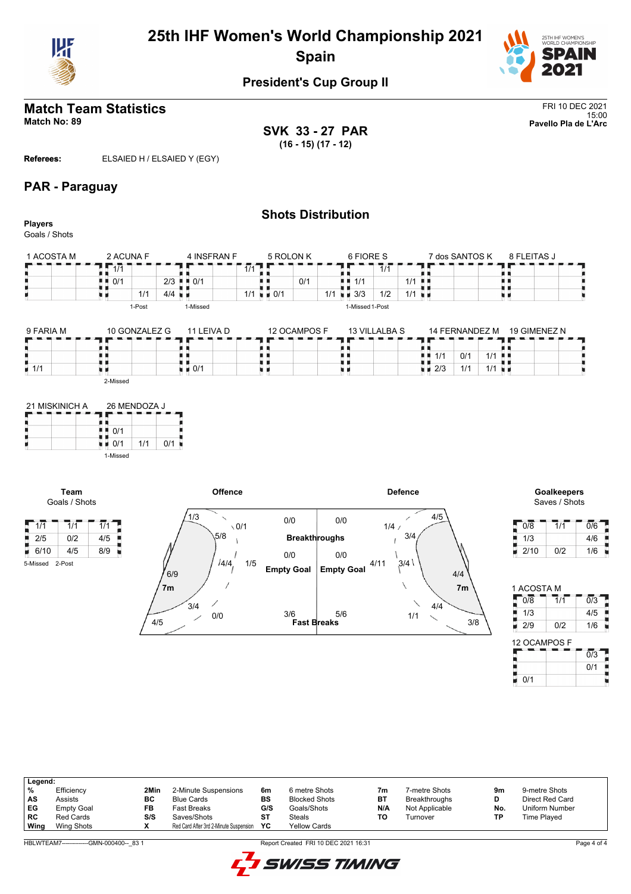# 25th IHF Women's World Championship 2021
## Spain

### President's Cup Group II

## Match Team Statistics
**Match No: 89**

FRI 10 DEC 2021
15:00
**Pavello Pla de L'Arc**

**SVK 33 - 27 PAR**
**(16 - 15) (17 - 12)**

**Referees:** ELSAIED H / ELSAIED Y (EGY)

## PAR - Paraguay

### Shots Distribution

**Players**
Goals / Shots

**1 ACOSTA M**

| | | |
|---|---|---|
| | | |
| | | |
| | | |

**2 ACUNA F**

| | | |
|---|---|---|
| 1/1 | | |
| 0/1 | | 2/3 |
| | 1/1 | 4/4 |

1-Post

**4 INSFRAN F**

| | | |
|---|---|---|
| | | 1/1 |
| 0/1 | | |
| | | 1/1 |

1-Missed

**5 ROLON K**

| | | |
|---|---|---|
| | | |
| | 0/1 | |
| 0/1 | | 1/1 |

**6 FIORE S**

| | | |
|---|---|---|
| | 1/1 | |
| 1/1 | | 1/1 |
| 3/3 | 1/2 | 1/1 |

1-Missed 1-Post

**7 dos SANTOS K**

| | | |
|---|---|---|
| | | |
| | | |
| | | |

**8 FLEITAS J**

| | | |
|---|---|---|
| | | |
| | | |
| | | |

**9 FARIA M**

| | | |
|---|---|---|
| | | |
| | | |
| 1/1 | | |

**10 GONZALEZ G**

| | | |
|---|---|---|
| | | |
| | | |
| | | |

2-Missed

**11 LEIVA D**

| | | |
|---|---|---|
| | | |
| | | |
| 0/1 | | |

**12 OCAMPOS F**

| | | |
|---|---|---|
| | | |
| | | |
| | | |

**13 VILLALBA S**

| | | |
|---|---|---|
| | | |
| | | |
| | | |

**14 FERNANDEZ M**

| | | |
|---|---|---|
| | | |
| 1/1 | 0/1 | 1/1 |
| 2/3 | 1/1 | 1/1 |

**19 GIMENEZ N**

| | | |
|---|---|---|
| | | |
| | | |
| | | |

**21 MISKINICH A**

| | | |
|---|---|---|
| | | |
| | | |
| | | |

**26 MENDOZA J**

| | | |
|---|---|---|
| | | |
| 0/1 | | |
| 0/1 | 1/1 | 0/1 |

1-Missed

**Team**
Goals / Shots

| | | |
|---|---|---|
| 1/1 | 1/1 | 1/1 |
| 2/5 | 0/2 | 4/5 |
| 6/10 | 4/5 | 8/9 |

5-Missed 2-Post

**Offence**

1/3
0/1
5/8
6/9
7m
4/4
1/5
3/4
0/0
4/5

| | |
|---|---|
| 0/0 | 0/0 |
| **Breakthroughs** | |
| 0/0 | 0/0 |
| **Empty Goal** | **Empty Goal** |
| 3/6 | 5/6 |
| **Fast Breaks** | |

**Defence**

1/4
4/5
3/4
4/11
3/4
4/4
7m
4/4
1/1
3/8

**Goalkeepers**
Saves / Shots

| | | |
|---|---|---|
| 0/8 | 1/1 | 0/6 |
| 1/3 | | 4/6 |
| 2/10 | 0/2 | 1/6 |

**1 ACOSTA M**

| | | |
|---|---|---|
| 0/8 | 1/1 | 0/3 |
| 1/3 | | 4/5 |
| 2/9 | 0/2 | 1/6 |

**12 OCAMPOS F**

| | | |
|---|---|---|
| | | 0/3 |
| | | 0/1 |
| 0/1 | | |

| Legend: | | | | | | | | | | | |
|---|---|---|---|---|---|---|---|---|---|---|---|
| % | Efficiency | 2Min | 2-Minute Suspensions | 6m | 6 metre Shots | 7m | 7-metre Shots | 9m | 9-metre Shots |
| AS | Assists | BC | Blue Cards | BS | Blocked Shots | BT | Breakthroughs | D | Direct Red Card |
| EG | Empty Goal | FB | Fast Breaks | G/S | Goals/Shots | N/A | Not Applicable | No. | Uniform Number |
| RC | Red Cards | S/S | Saves/Shots | ST | Steals | TO | Turnover | TP | Time Played |
| Wing | Wing Shots | X | Red Card After 3rd 2-Minute Suspension | YC | Yellow Cards | | | | |

HBLWTEAM7-------------GMN-000400--_83 1 Report Created FRI 10 DEC 2021 16:31